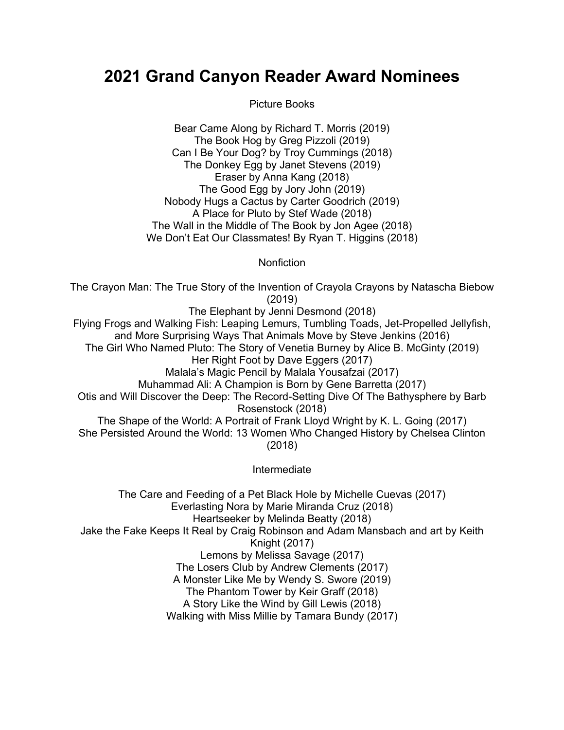# 2021 Grand Canyon Reader Award Nominees

## Picture Books

Bear Came Along by Richard T. Morris (2019)
The Book Hog by Greg Pizzoli (2019)
Can I Be Your Dog? by Troy Cummings (2018)
The Donkey Egg by Janet Stevens (2019)
Eraser by Anna Kang (2018)
The Good Egg by Jory John (2019)
Nobody Hugs a Cactus by Carter Goodrich (2019)
A Place for Pluto by Stef Wade (2018)
The Wall in the Middle of The Book by Jon Agee (2018)
We Don't Eat Our Classmates! By Ryan T. Higgins (2018)

## Nonfiction

The Crayon Man: The True Story of the Invention of Crayola Crayons by Natascha Biebow (2019)
The Elephant by Jenni Desmond (2018)
Flying Frogs and Walking Fish: Leaping Lemurs, Tumbling Toads, Jet-Propelled Jellyfish, and More Surprising Ways That Animals Move by Steve Jenkins (2016)
The Girl Who Named Pluto: The Story of Venetia Burney by Alice B. McGinty (2019)
Her Right Foot by Dave Eggers (2017)
Malala's Magic Pencil by Malala Yousafzai (2017)
Muhammad Ali: A Champion is Born by Gene Barretta (2017)
Otis and Will Discover the Deep: The Record-Setting Dive Of The Bathysphere by Barb Rosenstock (2018)
The Shape of the World: A Portrait of Frank Lloyd Wright by K. L. Going (2017)
She Persisted Around the World: 13 Women Who Changed History by Chelsea Clinton (2018)

## Intermediate

The Care and Feeding of a Pet Black Hole by Michelle Cuevas (2017)
Everlasting Nora by Marie Miranda Cruz (2018)
Heartseeker by Melinda Beatty (2018)
Jake the Fake Keeps It Real by Craig Robinson and Adam Mansbach and art by Keith Knight (2017)
Lemons by Melissa Savage (2017)
The Losers Club by Andrew Clements (2017)
A Monster Like Me by Wendy S. Swore (2019)
The Phantom Tower by Keir Graff (2018)
A Story Like the Wind by Gill Lewis (2018)
Walking with Miss Millie by Tamara Bundy (2017)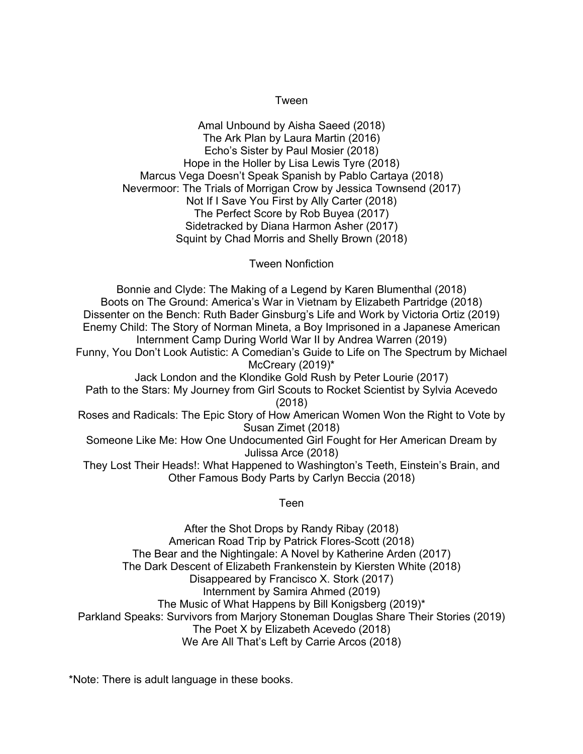## Tween

Amal Unbound by Aisha Saeed (2018)
The Ark Plan by Laura Martin (2016)
Echo's Sister by Paul Mosier (2018)
Hope in the Holler by Lisa Lewis Tyre (2018)
Marcus Vega Doesn't Speak Spanish by Pablo Cartaya (2018)
Nevermoor: The Trials of Morrigan Crow by Jessica Townsend (2017)
Not If I Save You First by Ally Carter (2018)
The Perfect Score by Rob Buyea (2017)
Sidetracked by Diana Harmon Asher (2017)
Squint by Chad Morris and Shelly Brown (2018)

## Tween Nonfiction

Bonnie and Clyde: The Making of a Legend by Karen Blumenthal (2018)
Boots on The Ground: America's War in Vietnam by Elizabeth Partridge (2018)
Dissenter on the Bench: Ruth Bader Ginsburg's Life and Work by Victoria Ortiz (2019)
Enemy Child: The Story of Norman Mineta, a Boy Imprisoned in a Japanese American Internment Camp During World War II by Andrea Warren (2019)
Funny, You Don't Look Autistic: A Comedian's Guide to Life on The Spectrum by Michael McCreary (2019)*
Jack London and the Klondike Gold Rush by Peter Lourie (2017)
Path to the Stars: My Journey from Girl Scouts to Rocket Scientist by Sylvia Acevedo (2018)
Roses and Radicals: The Epic Story of How American Women Won the Right to Vote by Susan Zimet (2018)
Someone Like Me: How One Undocumented Girl Fought for Her American Dream by Julissa Arce (2018)
They Lost Their Heads!: What Happened to Washington's Teeth, Einstein's Brain, and Other Famous Body Parts by Carlyn Beccia (2018)

## Teen

After the Shot Drops by Randy Ribay (2018)
American Road Trip by Patrick Flores-Scott (2018)
The Bear and the Nightingale: A Novel by Katherine Arden (2017)
The Dark Descent of Elizabeth Frankenstein by Kiersten White (2018)
Disappeared by Francisco X. Stork (2017)
Internment by Samira Ahmed (2019)
The Music of What Happens by Bill Konigsberg (2019)*
Parkland Speaks: Survivors from Marjory Stoneman Douglas Share Their Stories (2019)
The Poet X by Elizabeth Acevedo (2018)
We Are All That's Left by Carrie Arcos (2018)

*Note: There is adult language in these books.